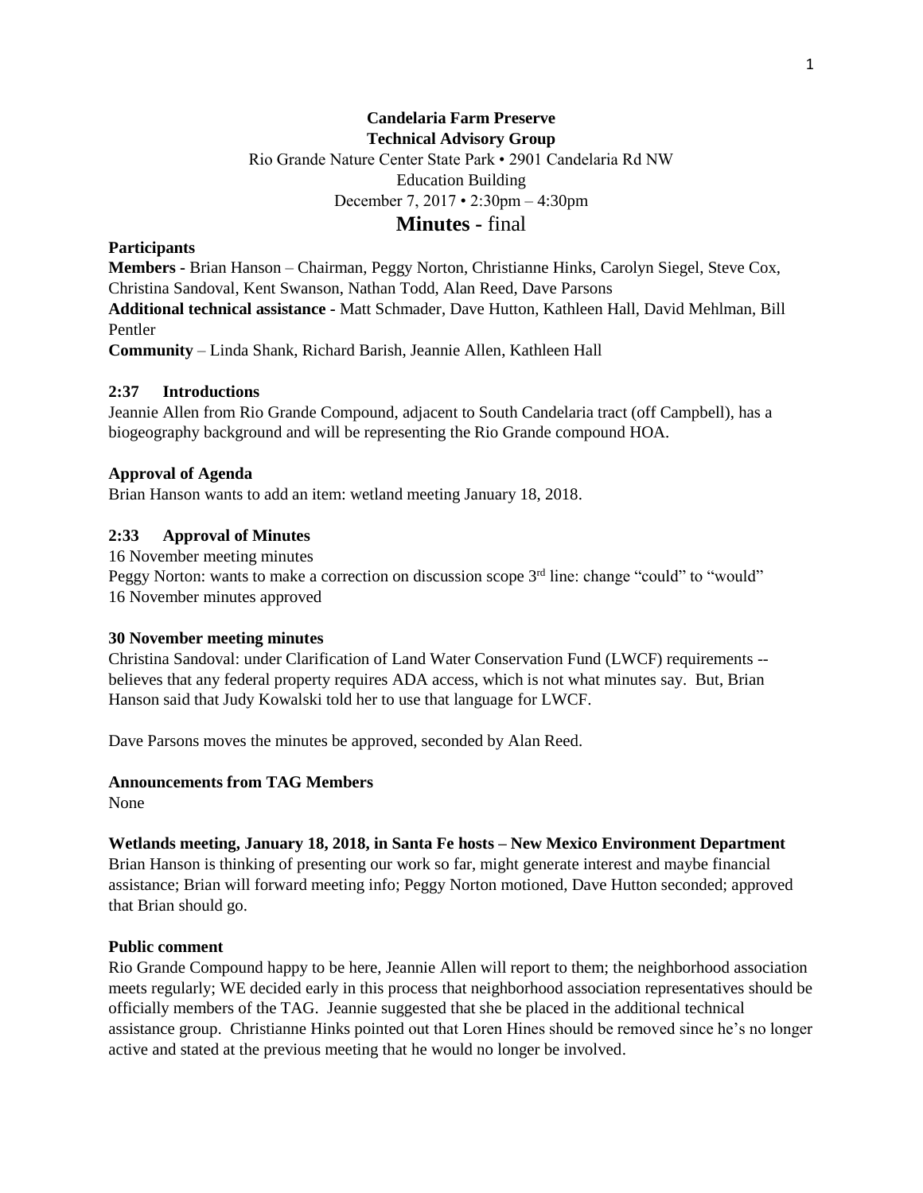**Candelaria Farm Preserve**
**Technical Advisory Group**
Rio Grande Nature Center State Park • 2901 Candelaria Rd NW
Education Building
December 7, 2017 • 2:30pm – 4:30pm

# Minutes - final

### Participants

**Members -** Brian Hanson – Chairman, Peggy Norton, Christianne Hinks, Carolyn Siegel, Steve Cox, Christina Sandoval, Kent Swanson, Nathan Todd, Alan Reed, Dave Parsons
**Additional technical assistance -** Matt Schmader, Dave Hutton, Kathleen Hall, David Mehlman, Bill Pentler
**Community** – Linda Shank, Richard Barish, Jeannie Allen, Kathleen Hall

### 2:37 Introductions

Jeannie Allen from Rio Grande Compound, adjacent to South Candelaria tract (off Campbell), has a biogeography background and will be representing the Rio Grande compound HOA.

### Approval of Agenda

Brian Hanson wants to add an item: wetland meeting January 18, 2018.

### 2:33 Approval of Minutes

16 November meeting minutes
Peggy Norton: wants to make a correction on discussion scope 3rd line: change "could" to "would"
16 November minutes approved

### 30 November meeting minutes

Christina Sandoval: under Clarification of Land Water Conservation Fund (LWCF) requirements -- believes that any federal property requires ADA access, which is not what minutes say. But, Brian Hanson said that Judy Kowalski told her to use that language for LWCF.

Dave Parsons moves the minutes be approved, seconded by Alan Reed.

### Announcements from TAG Members

None

### Wetlands meeting, January 18, 2018, in Santa Fe hosts – New Mexico Environment Department

Brian Hanson is thinking of presenting our work so far, might generate interest and maybe financial assistance; Brian will forward meeting info; Peggy Norton motioned, Dave Hutton seconded; approved that Brian should go.

### Public comment

Rio Grande Compound happy to be here, Jeannie Allen will report to them; the neighborhood association meets regularly; WE decided early in this process that neighborhood association representatives should be officially members of the TAG. Jeannie suggested that she be placed in the additional technical assistance group. Christianne Hinks pointed out that Loren Hines should be removed since he's no longer active and stated at the previous meeting that he would no longer be involved.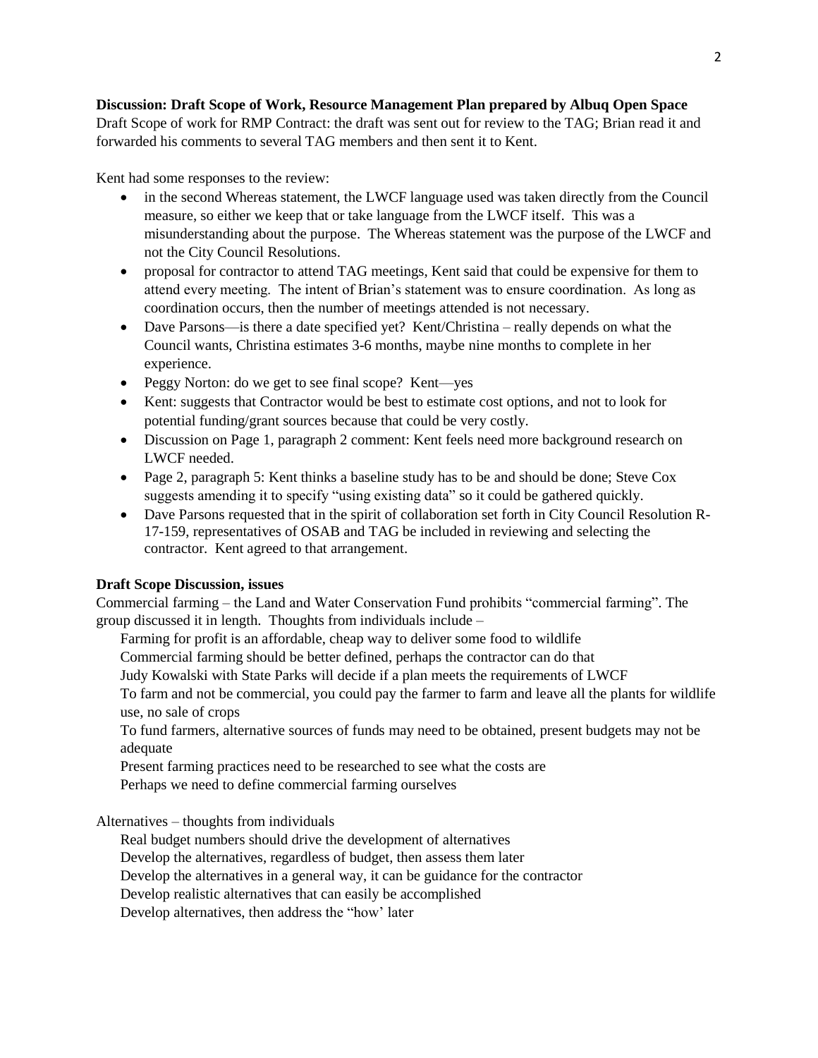**Discussion: Draft Scope of Work, Resource Management Plan prepared by Albuq Open Space**

Draft Scope of work for RMP Contract: the draft was sent out for review to the TAG; Brian read it and forwarded his comments to several TAG members and then sent it to Kent.

Kent had some responses to the review:

- in the second Whereas statement, the LWCF language used was taken directly from the Council measure, so either we keep that or take language from the LWCF itself. This was a misunderstanding about the purpose. The Whereas statement was the purpose of the LWCF and not the City Council Resolutions.
- proposal for contractor to attend TAG meetings, Kent said that could be expensive for them to attend every meeting. The intent of Brian's statement was to ensure coordination. As long as coordination occurs, then the number of meetings attended is not necessary.
- Dave Parsons—is there a date specified yet? Kent/Christina – really depends on what the Council wants, Christina estimates 3-6 months, maybe nine months to complete in her experience.
- Peggy Norton: do we get to see final scope? Kent—yes
- Kent: suggests that Contractor would be best to estimate cost options, and not to look for potential funding/grant sources because that could be very costly.
- Discussion on Page 1, paragraph 2 comment: Kent feels need more background research on LWCF needed.
- Page 2, paragraph 5: Kent thinks a baseline study has to be and should be done; Steve Cox suggests amending it to specify "using existing data" so it could be gathered quickly.
- Dave Parsons requested that in the spirit of collaboration set forth in City Council Resolution R-17-159, representatives of OSAB and TAG be included in reviewing and selecting the contractor. Kent agreed to that arrangement.

**Draft Scope Discussion, issues**

Commercial farming – the Land and Water Conservation Fund prohibits "commercial farming". The group discussed it in length. Thoughts from individuals include –

Farming for profit is an affordable, cheap way to deliver some food to wildlife

Commercial farming should be better defined, perhaps the contractor can do that

Judy Kowalski with State Parks will decide if a plan meets the requirements of LWCF

To farm and not be commercial, you could pay the farmer to farm and leave all the plants for wildlife use, no sale of crops

To fund farmers, alternative sources of funds may need to be obtained, present budgets may not be adequate

Present farming practices need to be researched to see what the costs are

Perhaps we need to define commercial farming ourselves

Alternatives – thoughts from individuals

Real budget numbers should drive the development of alternatives

Develop the alternatives, regardless of budget, then assess them later

Develop the alternatives in a general way, it can be guidance for the contractor

Develop realistic alternatives that can easily be accomplished

Develop alternatives, then address the "how' later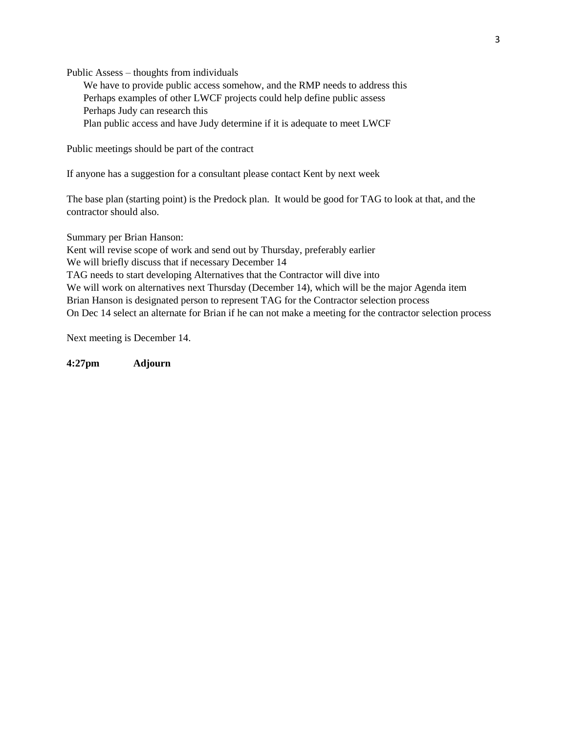Public Assess – thoughts from individuals

- We have to provide public access somehow, and the RMP needs to address this
- Perhaps examples of other LWCF projects could help define public assess
- Perhaps Judy can research this
- Plan public access and have Judy determine if it is adequate to meet LWCF

Public meetings should be part of the contract

If anyone has a suggestion for a consultant please contact Kent by next week

The base plan (starting point) is the Predock plan. It would be good for TAG to look at that, and the contractor should also.

Summary per Brian Hanson:
Kent will revise scope of work and send out by Thursday, preferably earlier
We will briefly discuss that if necessary December 14
TAG needs to start developing Alternatives that the Contractor will dive into
We will work on alternatives next Thursday (December 14), which will be the major Agenda item
Brian Hanson is designated person to represent TAG for the Contractor selection process
On Dec 14 select an alternate for Brian if he can not make a meeting for the contractor selection process

Next meeting is December 14.

**4:27pm Adjourn**